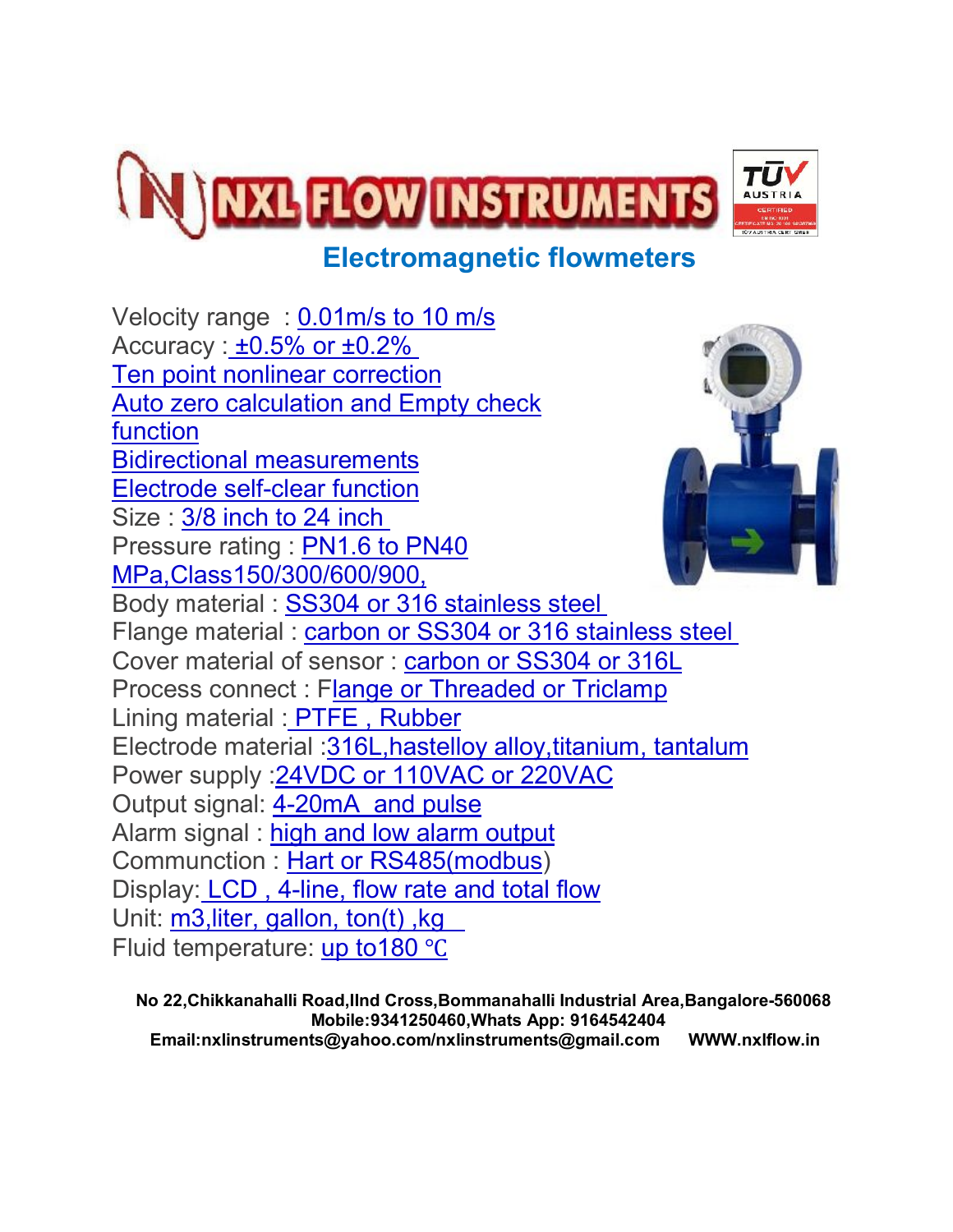# NXL FLOW INSTRUMENTS

## Electromagnetic flowmeters

Velocity range : 0.01m/s to 10 m/s
Accuracy : ±0.5% or ±0.2%
Ten point nonlinear correction
Auto zero calculation and Empty check function
Bidirectional measurements
Electrode self-clear function
Size : 3/8 inch to 24 inch
Pressure rating : PN1.6 to PN40 MPa,Class150/300/600/900,
Body material : SS304 or 316 stainless steel
Flange material : carbon or SS304 or 316 stainless steel
Cover material of sensor : carbon or SS304 or 316L
Process connect : Flange or Threaded or Triclamp
Lining material : PTFE , Rubber
Electrode material :316L,hastelloy alloy,titanium, tantalum
Power supply :24VDC or 110VAC or 220VAC
Output signal: 4-20mA and pulse
Alarm signal : high and low alarm output
Communction : Hart or RS485(modbus)
Display: LCD , 4-line, flow rate and total flow
Unit: m3,liter, gallon, ton(t) ,kg
Fluid temperature: up to180 ℃

**No 22,Chikkanahalli Road,IInd Cross,Bommanahalli Industrial Area,Bangalore-560068**
**Mobile:9341250460,Whats App: 9164542404**
**Email:nxlinstruments@yahoo.com/nxlinstruments@gmail.com WWW.nxlflow.in**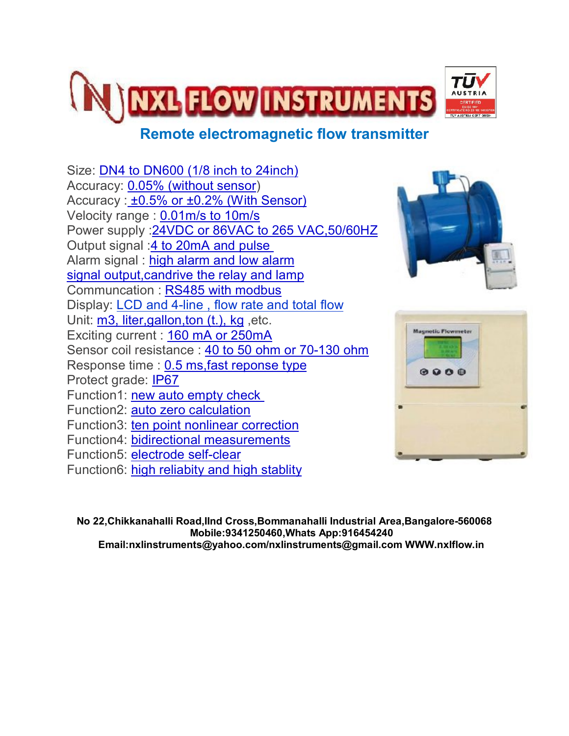# NXL FLOW INSTRUMENTS

## Remote electromagnetic flow transmitter

Size: DN4 to DN600 (1/8 inch to 24inch)
Accuracy: 0.05% (without sensor)
Accuracy : ±0.5% or ±0.2% (With Sensor)
Velocity range : 0.01m/s to 10m/s
Power supply :24VDC or 86VAC to 265 VAC,50/60HZ
Output signal :4 to 20mA and pulse
Alarm signal : high alarm and low alarm signal output,candrive the relay and lamp
Communcation : RS485 with modbus
Display: LCD and 4-line , flow rate and total flow
Unit: m3, liter,gallon,ton (t.), kg ,etc.
Exciting current : 160 mA or 250mA
Sensor coil resistance : 40 to 50 ohm or 70-130 ohm
Response time : 0.5 ms,fast reponse type
Protect grade: IP67
Function1: new auto empty check
Function2: auto zero calculation
Function3: ten point nonlinear correction
Function4: bidirectional measurements
Function5: electrode self-clear
Function6: high reliabity and high stablity

**No 22,Chikkanahalli Road,IInd Cross,Bommanahalli Industrial Area,Bangalore-560068**
**Mobile:9341250460,Whats App:916454240**
**Email:nxlinstruments@yahoo.com/nxlinstruments@gmail.com WWW.nxlflow.in**